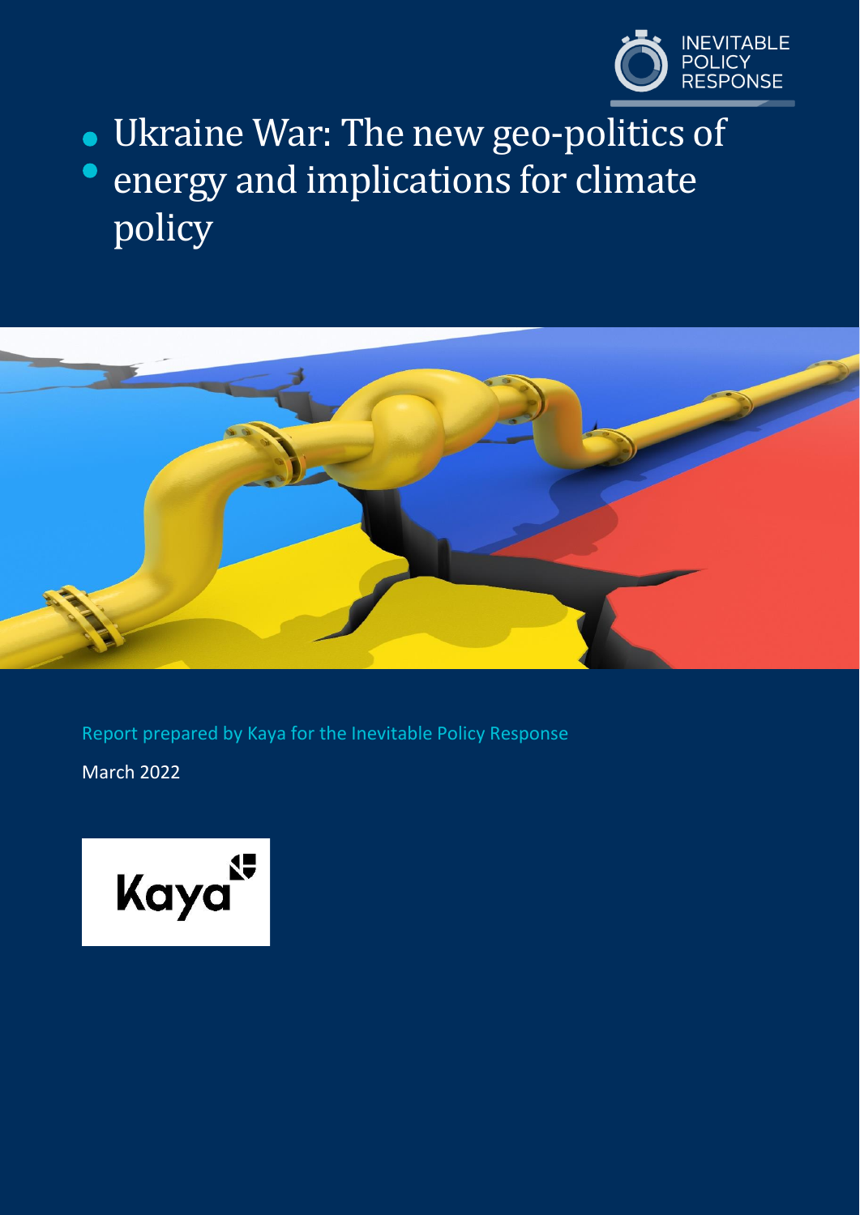INEVITABLE POLICY RESPONSE

# Ukraine War: The new geo-politics of energy and implications for climate policy

Report prepared by Kaya for the Inevitable Policy Response

March 2022

Kaya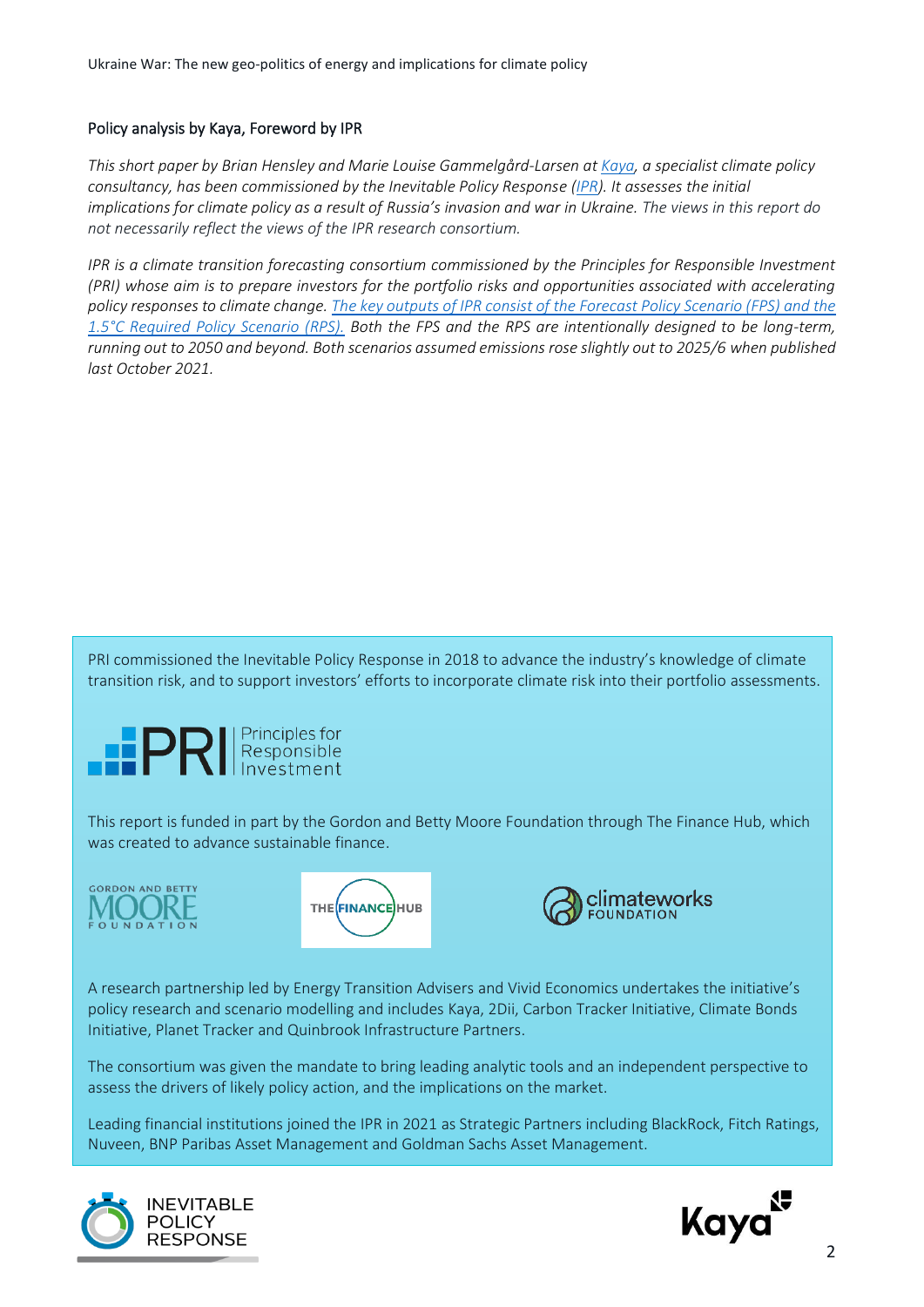## Policy analysis by Kaya, Foreword by IPR

*This short paper by Brian Hensley and Marie Louise Gammelgård-Larsen at Kaya, a specialist climate policy consultancy, has been commissioned by the Inevitable Policy Response (IPR). It assesses the initial implications for climate policy as a result of Russia's invasion and war in Ukraine. The views in this report do not necessarily reflect the views of the IPR research consortium.*

*IPR is a climate transition forecasting consortium commissioned by the Principles for Responsible Investment (PRI) whose aim is to prepare investors for the portfolio risks and opportunities associated with accelerating policy responses to climate change. The key outputs of IPR consist of the Forecast Policy Scenario (FPS) and the 1.5°C Required Policy Scenario (RPS). Both the FPS and the RPS are intentionally designed to be long-term, running out to 2050 and beyond. Both scenarios assumed emissions rose slightly out to 2025/6 when published last October 2021.*

PRI commissioned the Inevitable Policy Response in 2018 to advance the industry's knowledge of climate transition risk, and to support investors' efforts to incorporate climate risk into their portfolio assessments.

This report is funded in part by the Gordon and Betty Moore Foundation through The Finance Hub, which was created to advance sustainable finance.

A research partnership led by Energy Transition Advisers and Vivid Economics undertakes the initiative's policy research and scenario modelling and includes Kaya, 2Dii, Carbon Tracker Initiative, Climate Bonds Initiative, Planet Tracker and Quinbrook Infrastructure Partners.

The consortium was given the mandate to bring leading analytic tools and an independent perspective to assess the drivers of likely policy action, and the implications on the market.

Leading financial institutions joined the IPR in 2021 as Strategic Partners including BlackRock, Fitch Ratings, Nuveen, BNP Paribas Asset Management and Goldman Sachs Asset Management.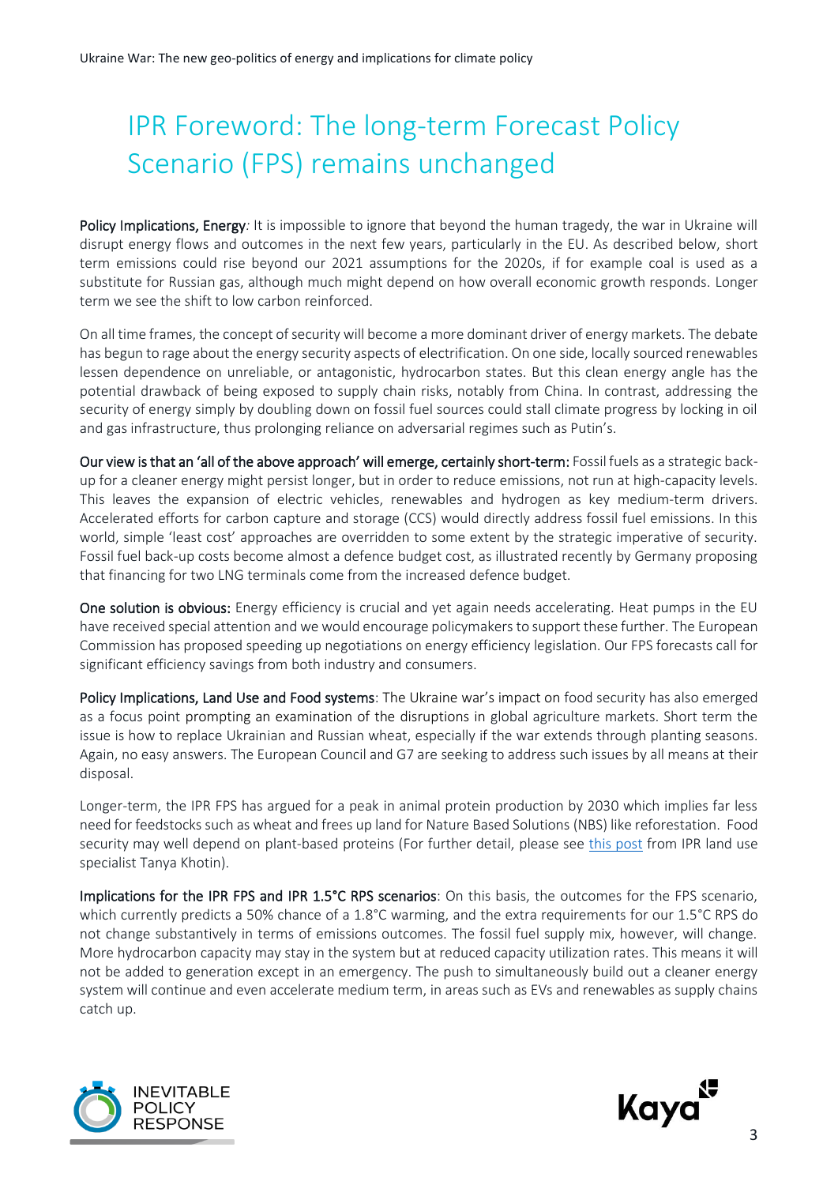# IPR Foreword: The long-term Forecast Policy Scenario (FPS) remains unchanged

**Policy Implications, Energy***:* It is impossible to ignore that beyond the human tragedy, the war in Ukraine will disrupt energy flows and outcomes in the next few years, particularly in the EU. As described below, short term emissions could rise beyond our 2021 assumptions for the 2020s, if for example coal is used as a substitute for Russian gas, although much might depend on how overall economic growth responds. Longer term we see the shift to low carbon reinforced.

On all time frames, the concept of security will become a more dominant driver of energy markets. The debate has begun to rage about the energy security aspects of electrification. On one side, locally sourced renewables lessen dependence on unreliable, or antagonistic, hydrocarbon states. But this clean energy angle has the potential drawback of being exposed to supply chain risks, notably from China. In contrast, addressing the security of energy simply by doubling down on fossil fuel sources could stall climate progress by locking in oil and gas infrastructure, thus prolonging reliance on adversarial regimes such as Putin's.

**Our view is that an 'all of the above approach' will emerge, certainly short-term:** Fossil fuels as a strategic back-up for a cleaner energy might persist longer, but in order to reduce emissions, not run at high-capacity levels. This leaves the expansion of electric vehicles, renewables and hydrogen as key medium-term drivers. Accelerated efforts for carbon capture and storage (CCS) would directly address fossil fuel emissions. In this world, simple 'least cost' approaches are overridden to some extent by the strategic imperative of security. Fossil fuel back-up costs become almost a defence budget cost, as illustrated recently by Germany proposing that financing for two LNG terminals come from the increased defence budget.

**One solution is obvious:** Energy efficiency is crucial and yet again needs accelerating. Heat pumps in the EU have received special attention and we would encourage policymakers to support these further. The European Commission has proposed speeding up negotiations on energy efficiency legislation. Our FPS forecasts call for significant efficiency savings from both industry and consumers.

**Policy Implications, Land Use and Food systems**: The Ukraine war's impact on food security has also emerged as a focus point prompting an examination of the disruptions in global agriculture markets. Short term the issue is how to replace Ukrainian and Russian wheat, especially if the war extends through planting seasons. Again, no easy answers. The European Council and G7 are seeking to address such issues by all means at their disposal.

Longer-term, the IPR FPS has argued for a peak in animal protein production by 2030 which implies far less need for feedstocks such as wheat and frees up land for Nature Based Solutions (NBS) like reforestation. Food security may well depend on plant-based proteins (For further detail, please see this post from IPR land use specialist Tanya Khotin).

**Implications for the IPR FPS and IPR 1.5°C RPS scenarios**: On this basis, the outcomes for the FPS scenario, which currently predicts a 50% chance of a 1.8°C warming, and the extra requirements for our 1.5°C RPS do not change substantively in terms of emissions outcomes. The fossil fuel supply mix, however, will change. More hydrocarbon capacity may stay in the system but at reduced capacity utilization rates. This means it will not be added to generation except in an emergency. The push to simultaneously build out a cleaner energy system will continue and even accelerate medium term, in areas such as EVs and renewables as supply chains catch up.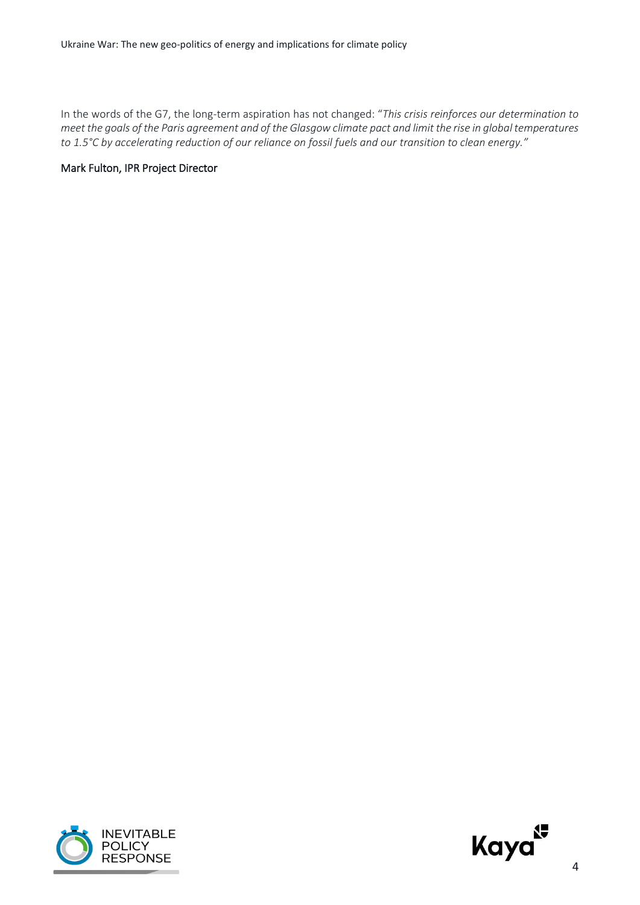In the words of the G7, the long-term aspiration has not changed: "*This crisis reinforces our determination to meet the goals of the Paris agreement and of the Glasgow climate pact and limit the rise in global temperatures to 1.5°C by accelerating reduction of our reliance on fossil fuels and our transition to clean energy.*"

Mark Fulton, IPR Project Director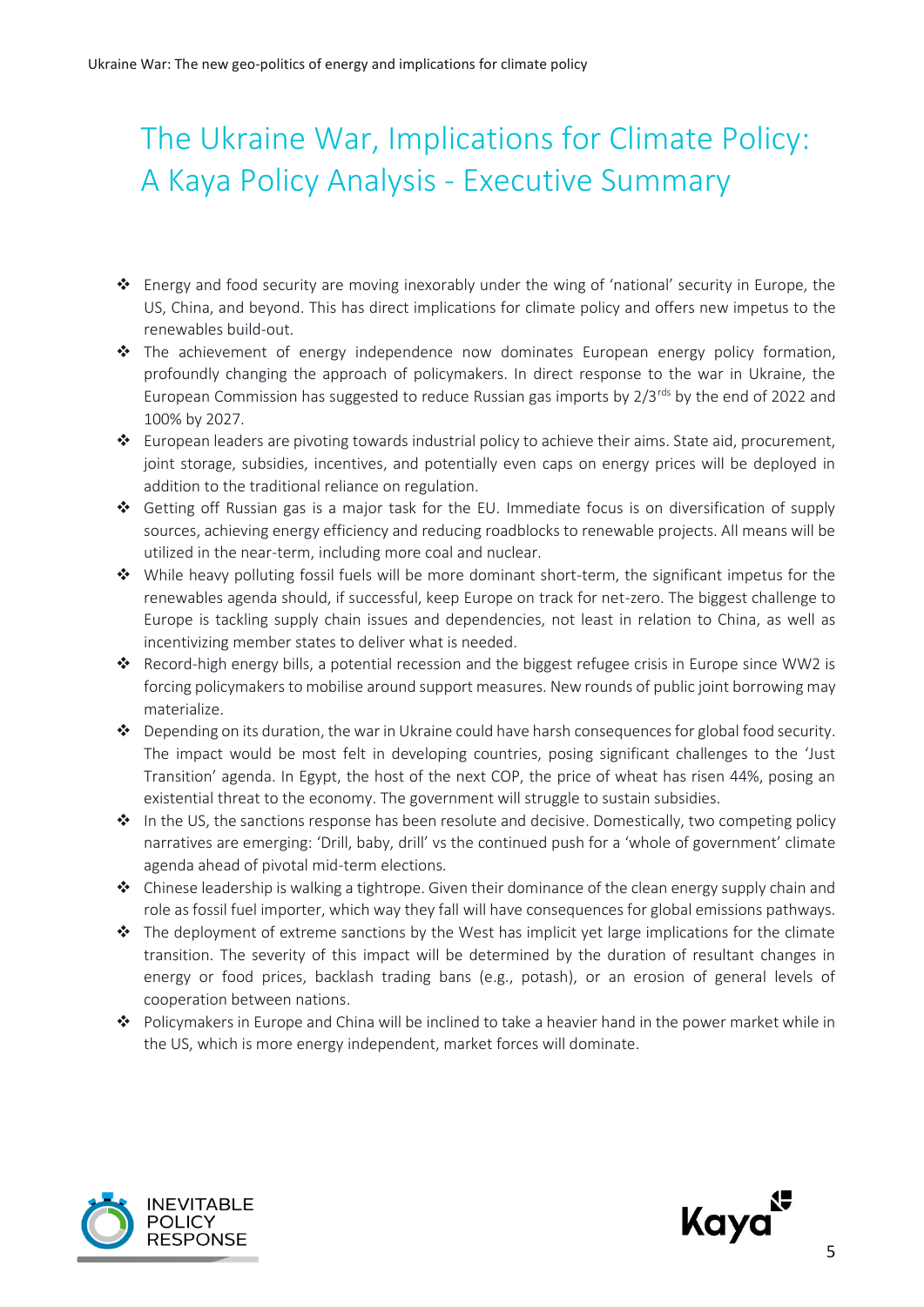# The Ukraine War, Implications for Climate Policy: A Kaya Policy Analysis - Executive Summary

- Energy and food security are moving inexorably under the wing of 'national' security in Europe, the US, China, and beyond. This has direct implications for climate policy and offers new impetus to the renewables build-out.
- The achievement of energy independence now dominates European energy policy formation, profoundly changing the approach of policymakers. In direct response to the war in Ukraine, the European Commission has suggested to reduce Russian gas imports by 2/3rds by the end of 2022 and 100% by 2027.
- European leaders are pivoting towards industrial policy to achieve their aims. State aid, procurement, joint storage, subsidies, incentives, and potentially even caps on energy prices will be deployed in addition to the traditional reliance on regulation.
- Getting off Russian gas is a major task for the EU. Immediate focus is on diversification of supply sources, achieving energy efficiency and reducing roadblocks to renewable projects. All means will be utilized in the near-term, including more coal and nuclear.
- While heavy polluting fossil fuels will be more dominant short-term, the significant impetus for the renewables agenda should, if successful, keep Europe on track for net-zero. The biggest challenge to Europe is tackling supply chain issues and dependencies, not least in relation to China, as well as incentivizing member states to deliver what is needed.
- Record-high energy bills, a potential recession and the biggest refugee crisis in Europe since WW2 is forcing policymakers to mobilise around support measures. New rounds of public joint borrowing may materialize.
- Depending on its duration, the war in Ukraine could have harsh consequences for global food security. The impact would be most felt in developing countries, posing significant challenges to the 'Just Transition' agenda. In Egypt, the host of the next COP, the price of wheat has risen 44%, posing an existential threat to the economy. The government will struggle to sustain subsidies.
- In the US, the sanctions response has been resolute and decisive. Domestically, two competing policy narratives are emerging: 'Drill, baby, drill' vs the continued push for a 'whole of government' climate agenda ahead of pivotal mid-term elections.
- Chinese leadership is walking a tightrope. Given their dominance of the clean energy supply chain and role as fossil fuel importer, which way they fall will have consequences for global emissions pathways.
- The deployment of extreme sanctions by the West has implicit yet large implications for the climate transition. The severity of this impact will be determined by the duration of resultant changes in energy or food prices, backlash trading bans (e.g., potash), or an erosion of general levels of cooperation between nations.
- Policymakers in Europe and China will be inclined to take a heavier hand in the power market while in the US, which is more energy independent, market forces will dominate.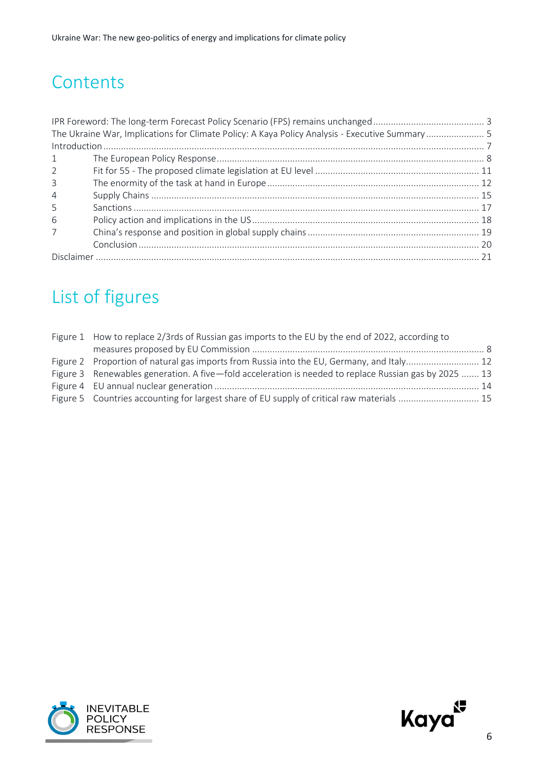# Contents

IPR Foreword: The long-term Forecast Policy Scenario (FPS) remains unchanged ... 3
The Ukraine War, Implications for Climate Policy: A Kaya Policy Analysis - Executive Summary ... 5
Introduction ... 7
1 The European Policy Response ... 8
2 Fit for 55 - The proposed climate legislation at EU level ... 11
3 The enormity of the task at hand in Europe ... 12
4 Supply Chains ... 15
5 Sanctions ... 17
6 Policy action and implications in the US ... 18
7 China's response and position in global supply chains ... 19
Conclusion ... 20
Disclaimer ... 21

# List of figures

Figure 1 How to replace 2/3rds of Russian gas imports to the EU by the end of 2022, according to measures proposed by EU Commission ... 8
Figure 2 Proportion of natural gas imports from Russia into the EU, Germany, and Italy ... 12
Figure 3 Renewables generation. A five—fold acceleration is needed to replace Russian gas by 2025 ... 13
Figure 4 EU annual nuclear generation ... 14
Figure 5 Countries accounting for largest share of EU supply of critical raw materials ... 15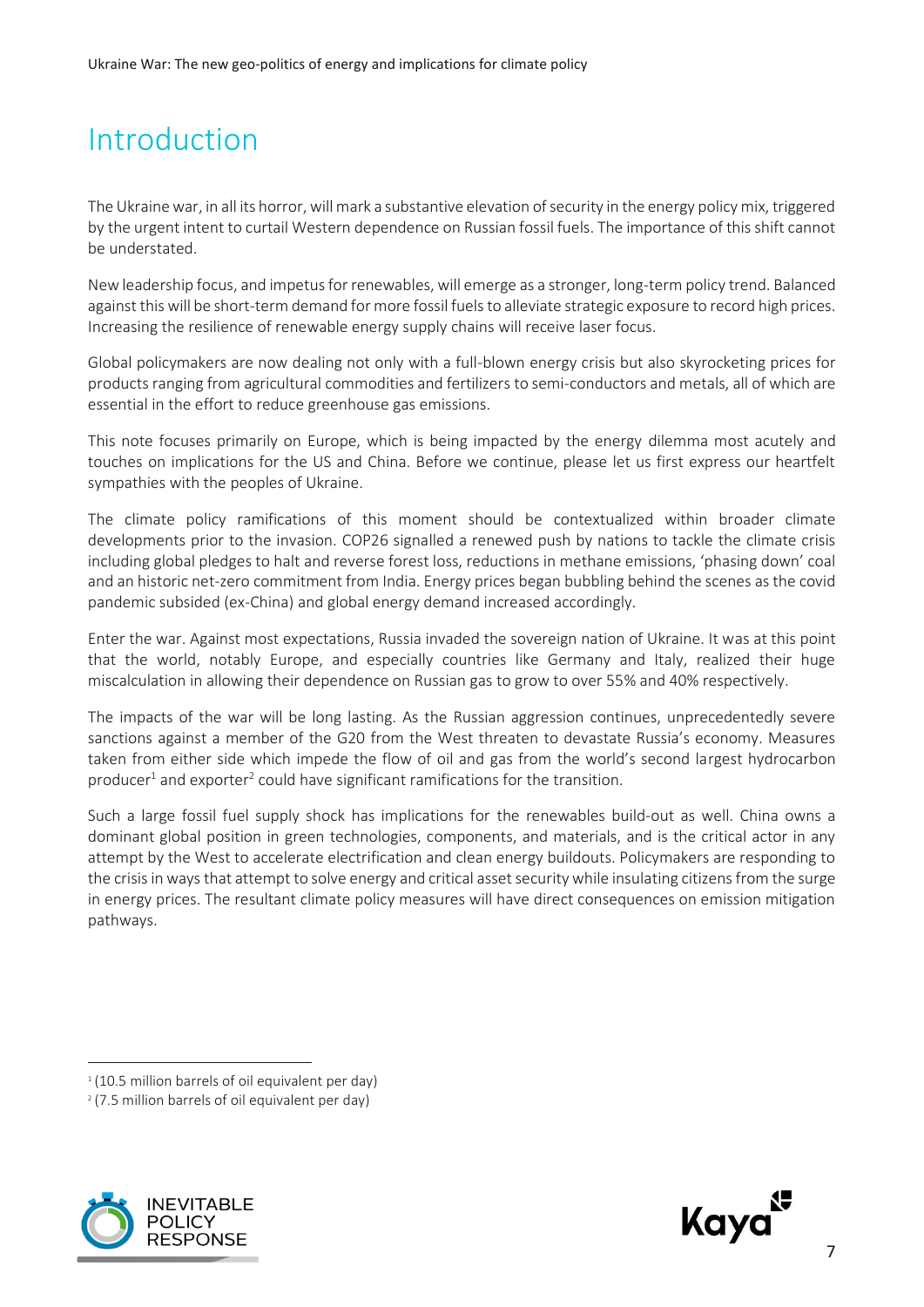# Introduction

The Ukraine war, in all its horror, will mark a substantive elevation of security in the energy policy mix, triggered by the urgent intent to curtail Western dependence on Russian fossil fuels. The importance of this shift cannot be understated.

New leadership focus, and impetus for renewables, will emerge as a stronger, long-term policy trend. Balanced against this will be short-term demand for more fossil fuels to alleviate strategic exposure to record high prices. Increasing the resilience of renewable energy supply chains will receive laser focus.

Global policymakers are now dealing not only with a full-blown energy crisis but also skyrocketing prices for products ranging from agricultural commodities and fertilizers to semi-conductors and metals, all of which are essential in the effort to reduce greenhouse gas emissions.

This note focuses primarily on Europe, which is being impacted by the energy dilemma most acutely and touches on implications for the US and China. Before we continue, please let us first express our heartfelt sympathies with the peoples of Ukraine.

The climate policy ramifications of this moment should be contextualized within broader climate developments prior to the invasion. COP26 signalled a renewed push by nations to tackle the climate crisis including global pledges to halt and reverse forest loss, reductions in methane emissions, 'phasing down' coal and an historic net-zero commitment from India. Energy prices began bubbling behind the scenes as the covid pandemic subsided (ex-China) and global energy demand increased accordingly.

Enter the war. Against most expectations, Russia invaded the sovereign nation of Ukraine. It was at this point that the world, notably Europe, and especially countries like Germany and Italy, realized their huge miscalculation in allowing their dependence on Russian gas to grow to over 55% and 40% respectively.

The impacts of the war will be long lasting. As the Russian aggression continues, unprecedentedly severe sanctions against a member of the G20 from the West threaten to devastate Russia's economy. Measures taken from either side which impede the flow of oil and gas from the world's second largest hydrocarbon producer[1] and exporter[2] could have significant ramifications for the transition.

Such a large fossil fuel supply shock has implications for the renewables build-out as well. China owns a dominant global position in green technologies, components, and materials, and is the critical actor in any attempt by the West to accelerate electrification and clean energy buildouts. Policymakers are responding to the crisis in ways that attempt to solve energy and critical asset security while insulating citizens from the surge in energy prices. The resultant climate policy measures will have direct consequences on emission mitigation pathways.

---

[1] (10.5 million barrels of oil equivalent per day)

[2] (7.5 million barrels of oil equivalent per day)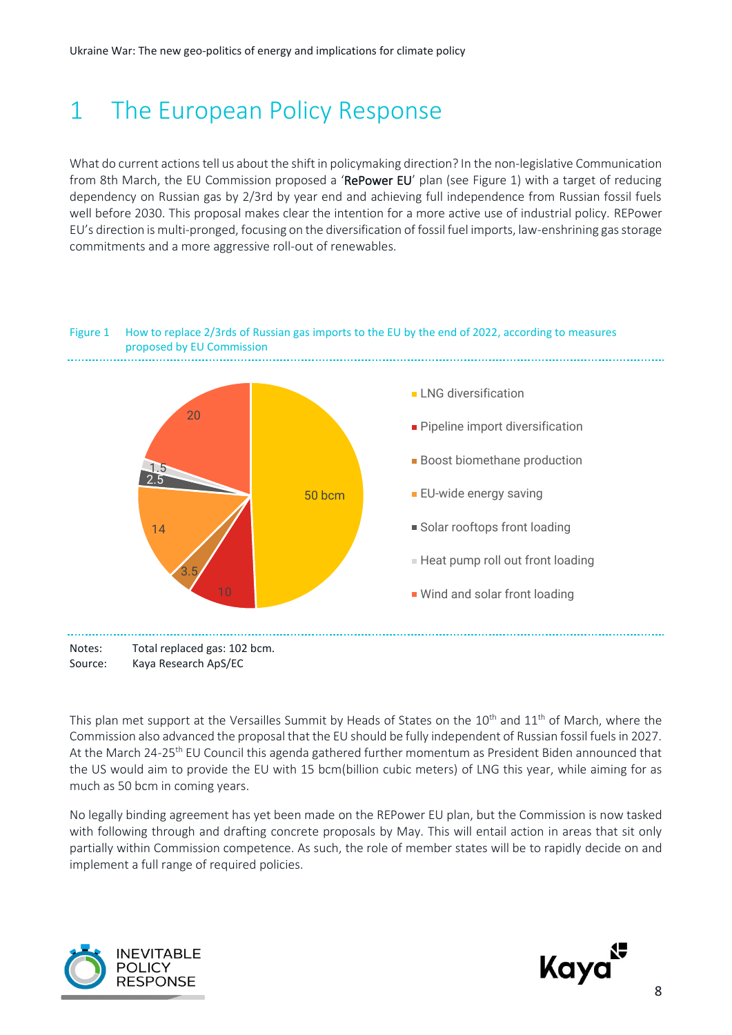# 1 The European Policy Response

What do current actions tell us about the shift in policymaking direction? In the non-legislative Communication from 8th March, the EU Commission proposed a 'RePower EU' plan (see Figure 1) with a target of reducing dependency on Russian gas by 2/3rd by year end and achieving full independence from Russian fossil fuels well before 2030. This proposal makes clear the intention for a more active use of industrial policy. REPower EU's direction is multi-pronged, focusing on the diversification of fossil fuel imports, law-enshrining gas storage commitments and a more aggressive roll-out of renewables.

Figure 1 How to replace 2/3rds of Russian gas imports to the EU by the end of 2022, according to measures proposed by EU Commission

| Measure | bcm |
|---|---|
| LNG diversification | 50 |
| Pipeline import diversification | 10 |
| Boost biomethane production | 3.5 |
| EU-wide energy saving | 14 |
| Solar rooftops front loading | 2.5 |
| Heat pump roll out front loading | 1.5 |
| Wind and solar front loading | 20 |

Notes: Total replaced gas: 102 bcm.
Source: Kaya Research ApS/EC

This plan met support at the Versailles Summit by Heads of States on the 10th and 11th of March, where the Commission also advanced the proposal that the EU should be fully independent of Russian fossil fuels in 2027. At the March 24-25th EU Council this agenda gathered further momentum as President Biden announced that the US would aim to provide the EU with 15 bcm(billion cubic meters) of LNG this year, while aiming for as much as 50 bcm in coming years.

No legally binding agreement has yet been made on the REPower EU plan, but the Commission is now tasked with following through and drafting concrete proposals by May. This will entail action in areas that sit only partially within Commission competence. As such, the role of member states will be to rapidly decide on and implement a full range of required policies.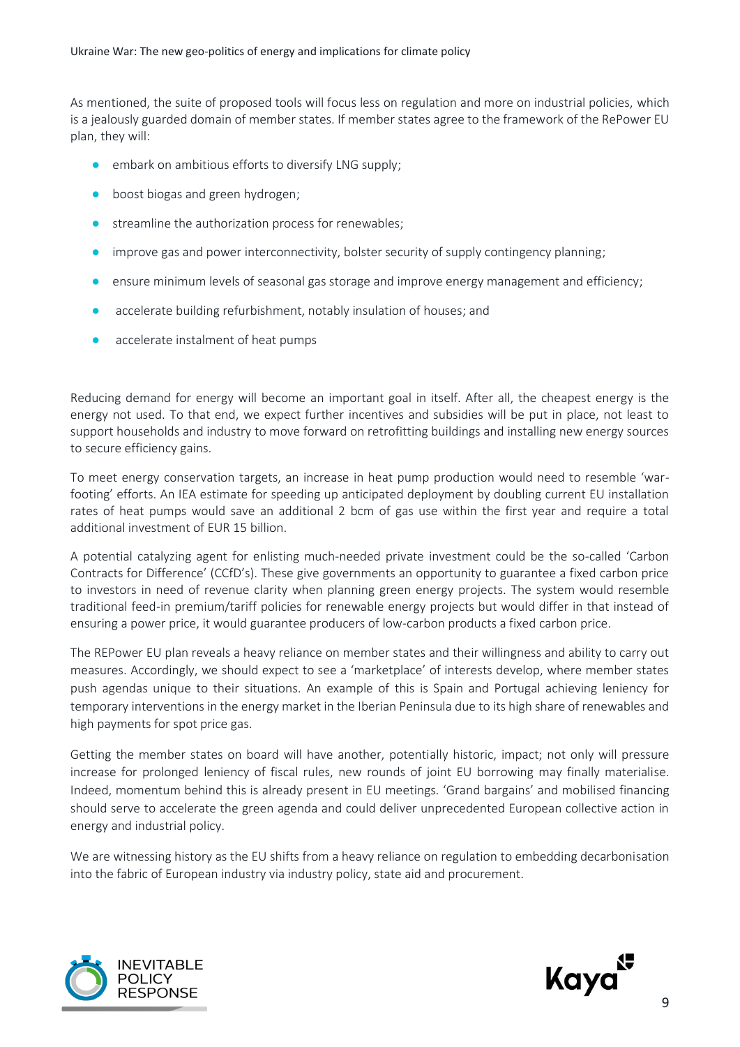As mentioned, the suite of proposed tools will focus less on regulation and more on industrial policies, which is a jealously guarded domain of member states. If member states agree to the framework of the RePower EU plan, they will:

- embark on ambitious efforts to diversify LNG supply;
- boost biogas and green hydrogen;
- streamline the authorization process for renewables;
- improve gas and power interconnectivity, bolster security of supply contingency planning;
- ensure minimum levels of seasonal gas storage and improve energy management and efficiency;
- accelerate building refurbishment, notably insulation of houses; and
- accelerate instalment of heat pumps

Reducing demand for energy will become an important goal in itself. After all, the cheapest energy is the energy not used. To that end, we expect further incentives and subsidies will be put in place, not least to support households and industry to move forward on retrofitting buildings and installing new energy sources to secure efficiency gains.

To meet energy conservation targets, an increase in heat pump production would need to resemble 'war-footing' efforts. An IEA estimate for speeding up anticipated deployment by doubling current EU installation rates of heat pumps would save an additional 2 bcm of gas use within the first year and require a total additional investment of EUR 15 billion.

A potential catalyzing agent for enlisting much-needed private investment could be the so-called 'Carbon Contracts for Difference' (CCfD's). These give governments an opportunity to guarantee a fixed carbon price to investors in need of revenue clarity when planning green energy projects. The system would resemble traditional feed-in premium/tariff policies for renewable energy projects but would differ in that instead of ensuring a power price, it would guarantee producers of low-carbon products a fixed carbon price.

The REPower EU plan reveals a heavy reliance on member states and their willingness and ability to carry out measures. Accordingly, we should expect to see a 'marketplace' of interests develop, where member states push agendas unique to their situations. An example of this is Spain and Portugal achieving leniency for temporary interventions in the energy market in the Iberian Peninsula due to its high share of renewables and high payments for spot price gas.

Getting the member states on board will have another, potentially historic, impact; not only will pressure increase for prolonged leniency of fiscal rules, new rounds of joint EU borrowing may finally materialise. Indeed, momentum behind this is already present in EU meetings. 'Grand bargains' and mobilised financing should serve to accelerate the green agenda and could deliver unprecedented European collective action in energy and industrial policy.

We are witnessing history as the EU shifts from a heavy reliance on regulation to embedding decarbonisation into the fabric of European industry via industry policy, state aid and procurement.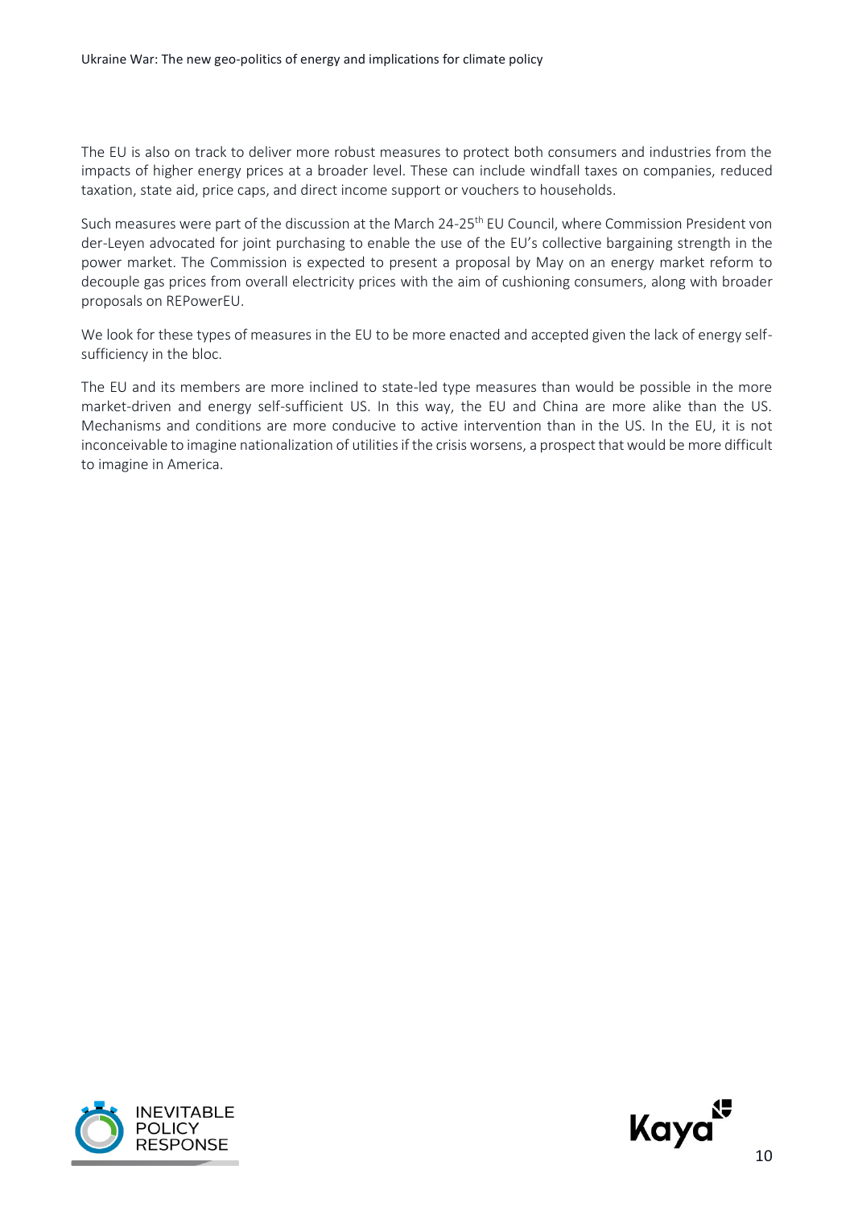The EU is also on track to deliver more robust measures to protect both consumers and industries from the impacts of higher energy prices at a broader level. These can include windfall taxes on companies, reduced taxation, state aid, price caps, and direct income support or vouchers to households.

Such measures were part of the discussion at the March 24-25th EU Council, where Commission President von der-Leyen advocated for joint purchasing to enable the use of the EU's collective bargaining strength in the power market. The Commission is expected to present a proposal by May on an energy market reform to decouple gas prices from overall electricity prices with the aim of cushioning consumers, along with broader proposals on REPowerEU.

We look for these types of measures in the EU to be more enacted and accepted given the lack of energy self-sufficiency in the bloc.

The EU and its members are more inclined to state-led type measures than would be possible in the more market-driven and energy self-sufficient US. In this way, the EU and China are more alike than the US. Mechanisms and conditions are more conducive to active intervention than in the US. In the EU, it is not inconceivable to imagine nationalization of utilities if the crisis worsens, a prospect that would be more difficult to imagine in America.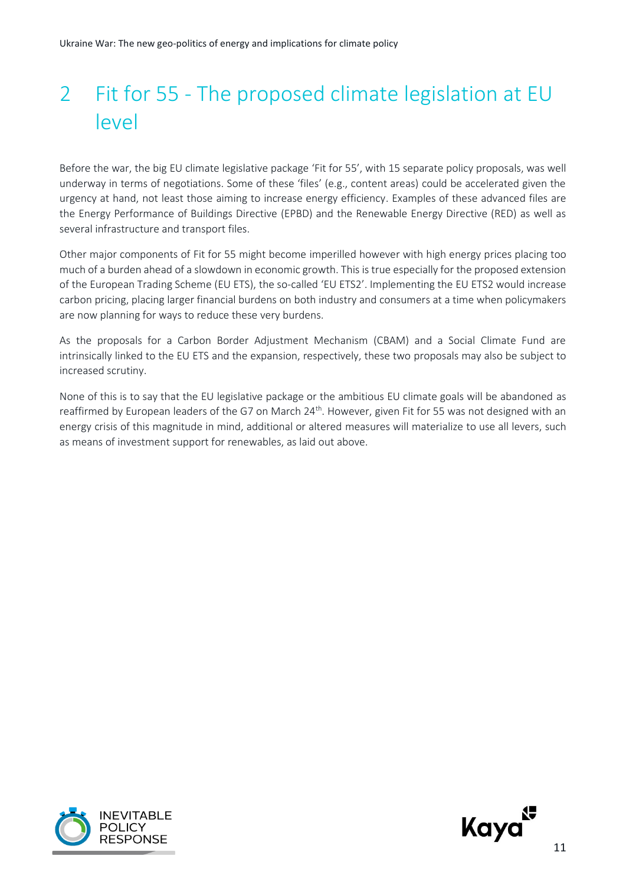# 2 Fit for 55 - The proposed climate legislation at EU level

Before the war, the big EU climate legislative package 'Fit for 55', with 15 separate policy proposals, was well underway in terms of negotiations. Some of these 'files' (e.g., content areas) could be accelerated given the urgency at hand, not least those aiming to increase energy efficiency. Examples of these advanced files are the Energy Performance of Buildings Directive (EPBD) and the Renewable Energy Directive (RED) as well as several infrastructure and transport files.

Other major components of Fit for 55 might become imperilled however with high energy prices placing too much of a burden ahead of a slowdown in economic growth. This is true especially for the proposed extension of the European Trading Scheme (EU ETS), the so-called 'EU ETS2'. Implementing the EU ETS2 would increase carbon pricing, placing larger financial burdens on both industry and consumers at a time when policymakers are now planning for ways to reduce these very burdens.

As the proposals for a Carbon Border Adjustment Mechanism (CBAM) and a Social Climate Fund are intrinsically linked to the EU ETS and the expansion, respectively, these two proposals may also be subject to increased scrutiny.

None of this is to say that the EU legislative package or the ambitious EU climate goals will be abandoned as reaffirmed by European leaders of the G7 on March 24th. However, given Fit for 55 was not designed with an energy crisis of this magnitude in mind, additional or altered measures will materialize to use all levers, such as means of investment support for renewables, as laid out above.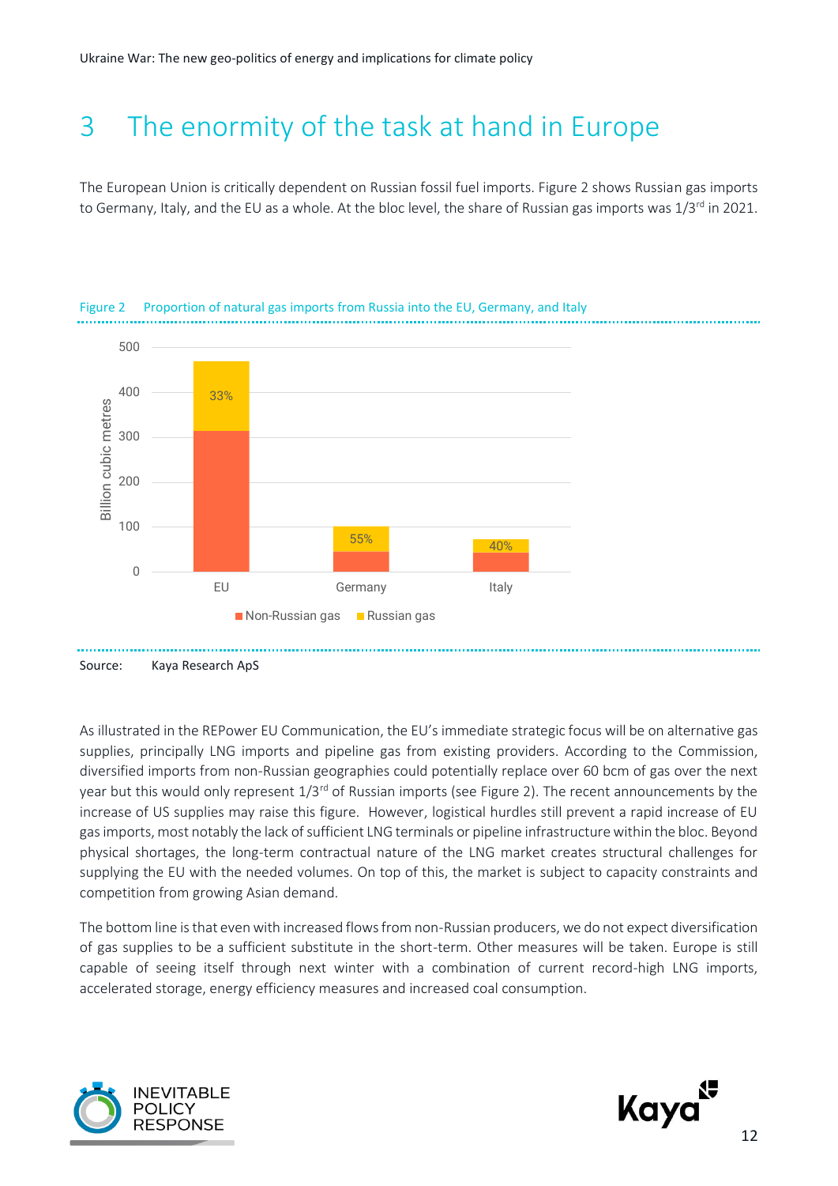# 3 The enormity of the task at hand in Europe

The European Union is critically dependent on Russian fossil fuel imports. Figure 2 shows Russian gas imports to Germany, Italy, and the EU as a whole. At the bloc level, the share of Russian gas imports was 1/3rd in 2021.

Figure 2 Proportion of natural gas imports from Russia into the EU, Germany, and Italy

Source: Kaya Research ApS

As illustrated in the REPower EU Communication, the EU's immediate strategic focus will be on alternative gas supplies, principally LNG imports and pipeline gas from existing providers. According to the Commission, diversified imports from non-Russian geographies could potentially replace over 60 bcm of gas over the next year but this would only represent 1/3rd of Russian imports (see Figure 2). The recent announcements by the increase of US supplies may raise this figure. However, logistical hurdles still prevent a rapid increase of EU gas imports, most notably the lack of sufficient LNG terminals or pipeline infrastructure within the bloc. Beyond physical shortages, the long-term contractual nature of the LNG market creates structural challenges for supplying the EU with the needed volumes. On top of this, the market is subject to capacity constraints and competition from growing Asian demand.

The bottom line is that even with increased flows from non-Russian producers, we do not expect diversification of gas supplies to be a sufficient substitute in the short-term. Other measures will be taken. Europe is still capable of seeing itself through next winter with a combination of current record-high LNG imports, accelerated storage, energy efficiency measures and increased coal consumption.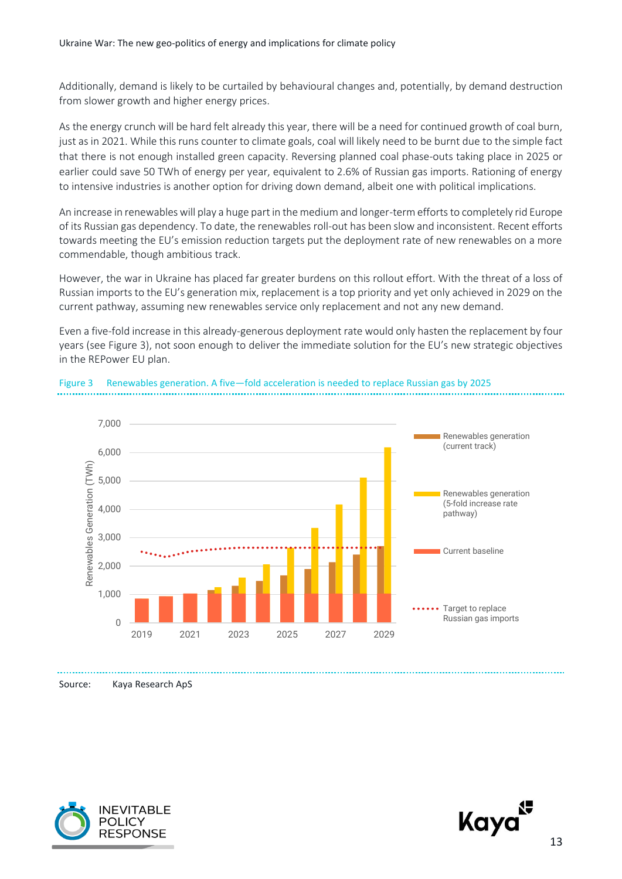Additionally, demand is likely to be curtailed by behavioural changes and, potentially, by demand destruction from slower growth and higher energy prices.

As the energy crunch will be hard felt already this year, there will be a need for continued growth of coal burn, just as in 2021. While this runs counter to climate goals, coal will likely need to be burnt due to the simple fact that there is not enough installed green capacity. Reversing planned coal phase-outs taking place in 2025 or earlier could save 50 TWh of energy per year, equivalent to 2.6% of Russian gas imports. Rationing of energy to intensive industries is another option for driving down demand, albeit one with political implications.

An increase in renewables will play a huge part in the medium and longer-term efforts to completely rid Europe of its Russian gas dependency. To date, the renewables roll-out has been slow and inconsistent. Recent efforts towards meeting the EU's emission reduction targets put the deployment rate of new renewables on a more commendable, though ambitious track.

However, the war in Ukraine has placed far greater burdens on this rollout effort. With the threat of a loss of Russian imports to the EU's generation mix, replacement is a top priority and yet only achieved in 2029 on the current pathway, assuming new renewables service only replacement and not any new demand.

Even a five-fold increase in this already-generous deployment rate would only hasten the replacement by four years (see Figure 3), not soon enough to deliver the immediate solution for the EU's new strategic objectives in the REPower EU plan.

Figure 3 Renewables generation. A five—fold acceleration is needed to replace Russian gas by 2025

Source: Kaya Research ApS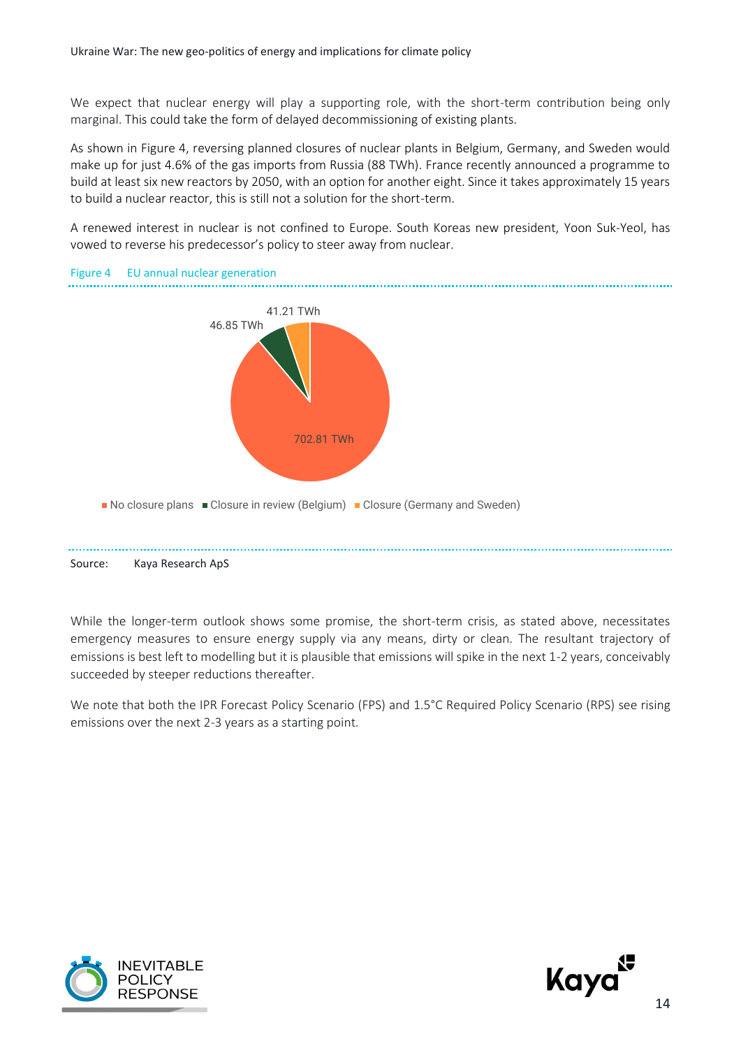We expect that nuclear energy will play a supporting role, with the short-term contribution being only marginal. This could take the form of delayed decommissioning of existing plants.

As shown in Figure 4, reversing planned closures of nuclear plants in Belgium, Germany, and Sweden would make up for just 4.6% of the gas imports from Russia (88 TWh). France recently announced a programme to build at least six new reactors by 2050, with an option for another eight. Since it takes approximately 15 years to build a nuclear reactor, this is still not a solution for the short-term.

A renewed interest in nuclear is not confined to Europe. South Koreas new president, Yoon Suk-Yeol, has vowed to reverse his predecessor's policy to steer away from nuclear.

Figure 4 EU annual nuclear generation

| Category | TWh |
| --- | --- |
| No closure plans | 702.81 TWh |
| Closure in review (Belgium) | 46.85 TWh |
| Closure (Germany and Sweden) | 41.21 TWh |

Source: Kaya Research ApS

While the longer-term outlook shows some promise, the short-term crisis, as stated above, necessitates emergency measures to ensure energy supply via any means, dirty or clean. The resultant trajectory of emissions is best left to modelling but it is plausible that emissions will spike in the next 1-2 years, conceivably succeeded by steeper reductions thereafter.

We note that both the IPR Forecast Policy Scenario (FPS) and 1.5°C Required Policy Scenario (RPS) see rising emissions over the next 2-3 years as a starting point.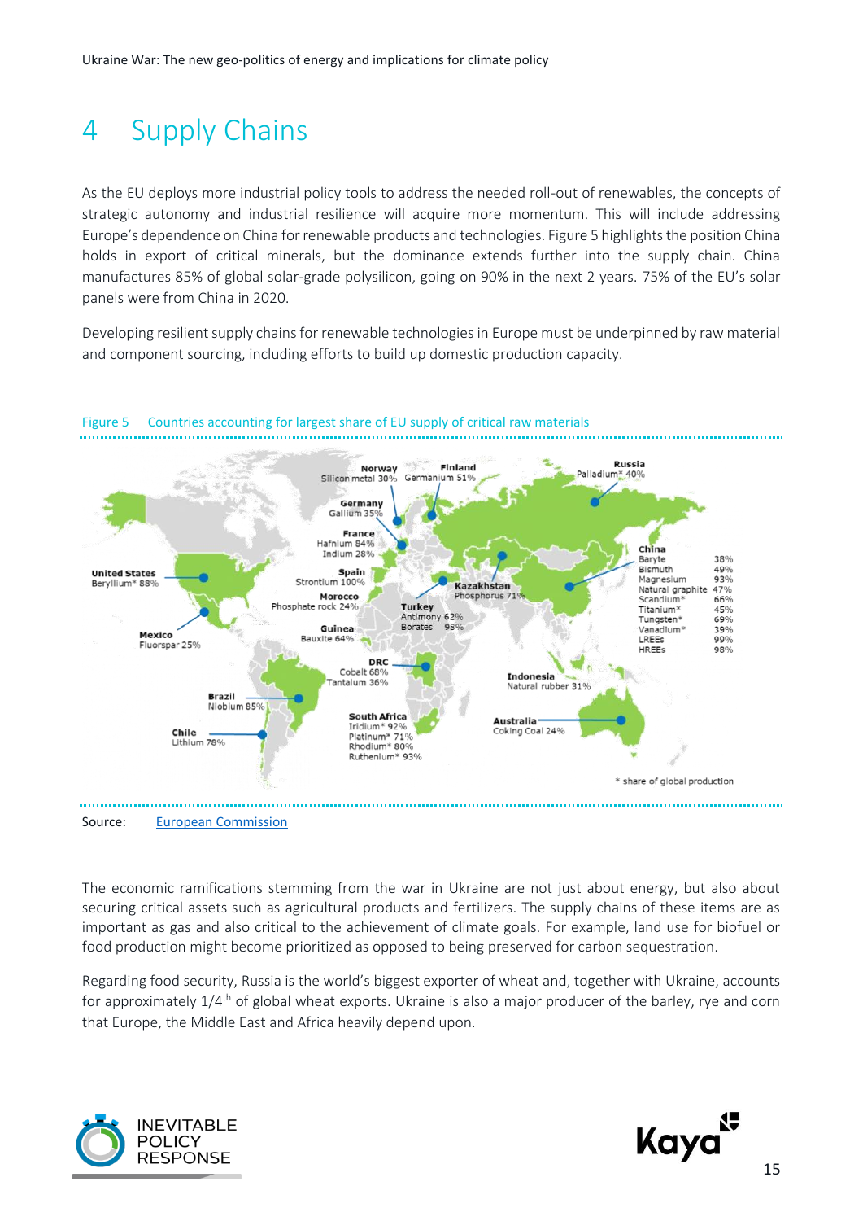# 4 Supply Chains

As the EU deploys more industrial policy tools to address the needed roll-out of renewables, the concepts of strategic autonomy and industrial resilience will acquire more momentum. This will include addressing Europe's dependence on China for renewable products and technologies. Figure 5 highlights the position China holds in export of critical minerals, but the dominance extends further into the supply chain. China manufactures 85% of global solar-grade polysilicon, going on 90% in the next 2 years. 75% of the EU's solar panels were from China in 2020.

Developing resilient supply chains for renewable technologies in Europe must be underpinned by raw material and component sourcing, including efforts to build up domestic production capacity.

Figure 5 Countries accounting for largest share of EU supply of critical raw materials

Norway: Silicon metal 30%
Finland: Germanium 51%
Russia: Palladium* 40%
Germany: Gallium 35%
France: Hafnium 84%, Indium 28%
Spain: Strontium 100%
Morocco: Phosphate rock 24%
Kazakhstan: Phosphorus 71%
Turkey: Antimony 62%, Borates 98%
Guinea: Bauxite 64%
United States: Beryllium* 88%
Mexico: Fluorspar 25%
DRC: Cobalt 68%, Tantalum 36%
Brazil: Niobium 85%
Chile: Lithium 78%
South Africa: Iridium* 92%, Platinum* 71%, Rhodium* 80%, Ruthenium* 93%
Indonesia: Natural rubber 31%
Australia: Coking Coal 24%

| China | |
|---|---|
| Baryte | 38% |
| Bismuth | 49% |
| Magnesium | 93% |
| Natural graphite | 47% |
| Scandium* | 66% |
| Titanium* | 45% |
| Tungsten* | 69% |
| Vanadium* | 39% |
| LREEs | 99% |
| HREEs | 98% |

\* share of global production

Source: European Commission

The economic ramifications stemming from the war in Ukraine are not just about energy, but also about securing critical assets such as agricultural products and fertilizers. The supply chains of these items are as important as gas and also critical to the achievement of climate goals. For example, land use for biofuel or food production might become prioritized as opposed to being preserved for carbon sequestration.

Regarding food security, Russia is the world's biggest exporter of wheat and, together with Ukraine, accounts for approximately 1/4th of global wheat exports. Ukraine is also a major producer of the barley, rye and corn that Europe, the Middle East and Africa heavily depend upon.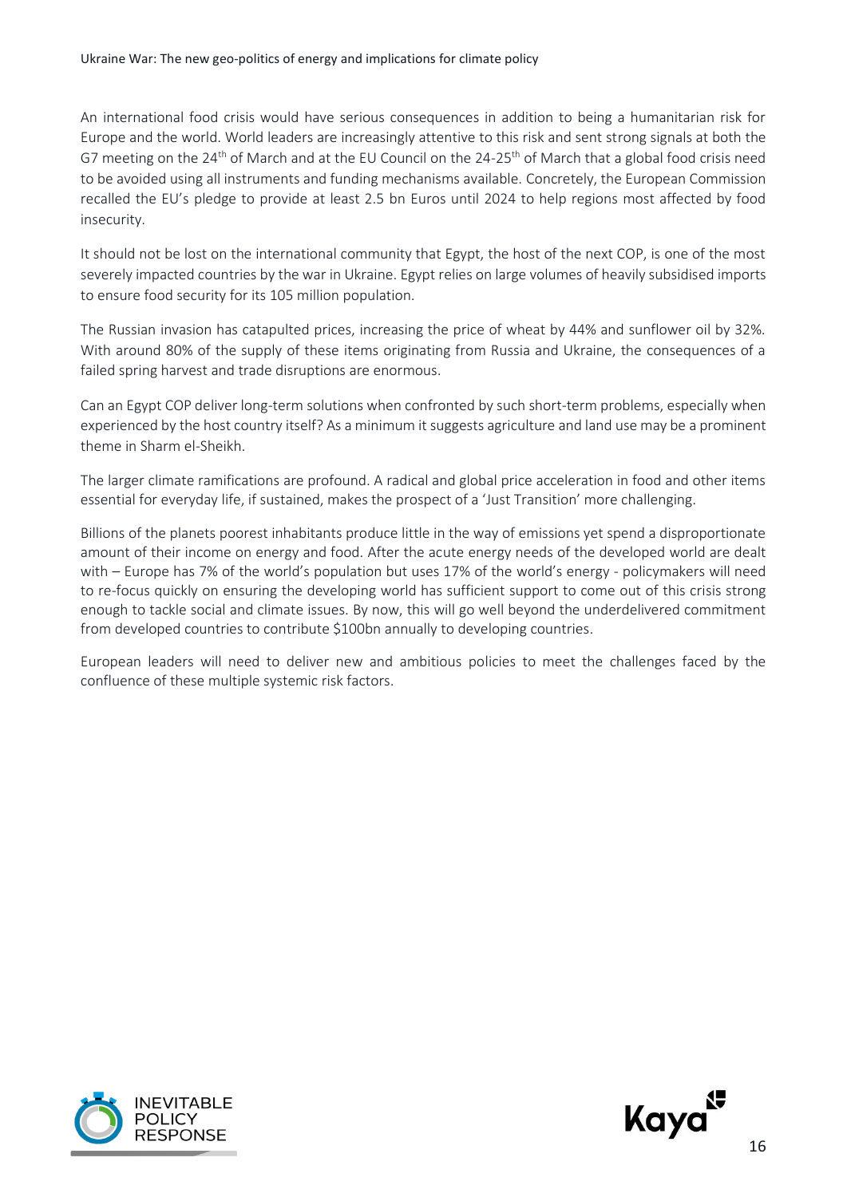An international food crisis would have serious consequences in addition to being a humanitarian risk for Europe and the world. World leaders are increasingly attentive to this risk and sent strong signals at both the G7 meeting on the 24th of March and at the EU Council on the 24-25th of March that a global food crisis need to be avoided using all instruments and funding mechanisms available. Concretely, the European Commission recalled the EU's pledge to provide at least 2.5 bn Euros until 2024 to help regions most affected by food insecurity.

It should not be lost on the international community that Egypt, the host of the next COP, is one of the most severely impacted countries by the war in Ukraine. Egypt relies on large volumes of heavily subsidised imports to ensure food security for its 105 million population.

The Russian invasion has catapulted prices, increasing the price of wheat by 44% and sunflower oil by 32%. With around 80% of the supply of these items originating from Russia and Ukraine, the consequences of a failed spring harvest and trade disruptions are enormous.

Can an Egypt COP deliver long-term solutions when confronted by such short-term problems, especially when experienced by the host country itself? As a minimum it suggests agriculture and land use may be a prominent theme in Sharm el-Sheikh.

The larger climate ramifications are profound. A radical and global price acceleration in food and other items essential for everyday life, if sustained, makes the prospect of a 'Just Transition' more challenging.

Billions of the planets poorest inhabitants produce little in the way of emissions yet spend a disproportionate amount of their income on energy and food. After the acute energy needs of the developed world are dealt with – Europe has 7% of the world's population but uses 17% of the world's energy - policymakers will need to re-focus quickly on ensuring the developing world has sufficient support to come out of this crisis strong enough to tackle social and climate issues. By now, this will go well beyond the underdelivered commitment from developed countries to contribute $100bn annually to developing countries.

European leaders will need to deliver new and ambitious policies to meet the challenges faced by the confluence of these multiple systemic risk factors.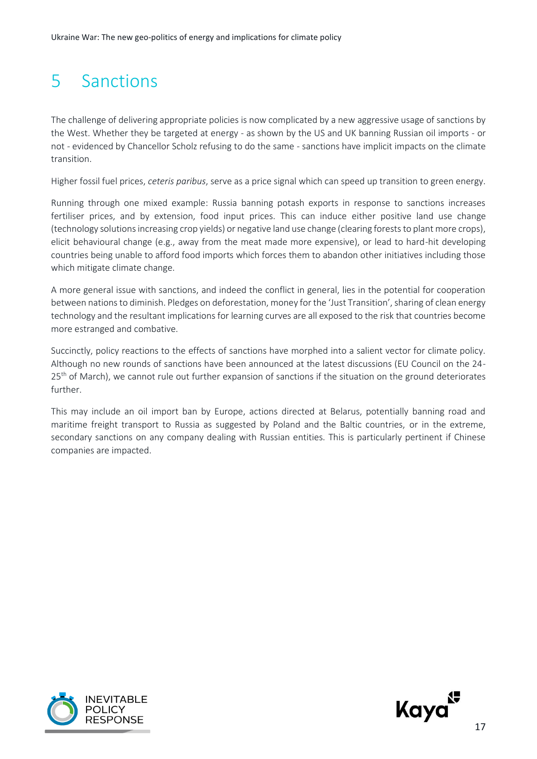# 5 Sanctions

The challenge of delivering appropriate policies is now complicated by a new aggressive usage of sanctions by the West. Whether they be targeted at energy - as shown by the US and UK banning Russian oil imports - or not - evidenced by Chancellor Scholz refusing to do the same - sanctions have implicit impacts on the climate transition.

Higher fossil fuel prices, *ceteris paribus*, serve as a price signal which can speed up transition to green energy.

Running through one mixed example: Russia banning potash exports in response to sanctions increases fertiliser prices, and by extension, food input prices. This can induce either positive land use change (technology solutions increasing crop yields) or negative land use change (clearing forests to plant more crops), elicit behavioural change (e.g., away from the meat made more expensive), or lead to hard-hit developing countries being unable to afford food imports which forces them to abandon other initiatives including those which mitigate climate change.

A more general issue with sanctions, and indeed the conflict in general, lies in the potential for cooperation between nations to diminish. Pledges on deforestation, money for the 'Just Transition', sharing of clean energy technology and the resultant implications for learning curves are all exposed to the risk that countries become more estranged and combative.

Succinctly, policy reactions to the effects of sanctions have morphed into a salient vector for climate policy. Although no new rounds of sanctions have been announced at the latest discussions (EU Council on the 24-25th of March), we cannot rule out further expansion of sanctions if the situation on the ground deteriorates further.

This may include an oil import ban by Europe, actions directed at Belarus, potentially banning road and maritime freight transport to Russia as suggested by Poland and the Baltic countries, or in the extreme, secondary sanctions on any company dealing with Russian entities. This is particularly pertinent if Chinese companies are impacted.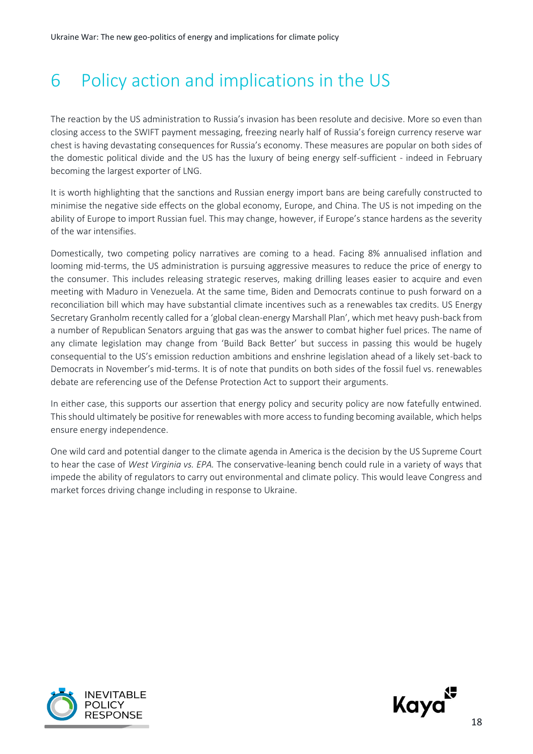# 6 Policy action and implications in the US

The reaction by the US administration to Russia's invasion has been resolute and decisive. More so even than closing access to the SWIFT payment messaging, freezing nearly half of Russia's foreign currency reserve war chest is having devastating consequences for Russia's economy. These measures are popular on both sides of the domestic political divide and the US has the luxury of being energy self-sufficient - indeed in February becoming the largest exporter of LNG.

It is worth highlighting that the sanctions and Russian energy import bans are being carefully constructed to minimise the negative side effects on the global economy, Europe, and China. The US is not impeding on the ability of Europe to import Russian fuel. This may change, however, if Europe's stance hardens as the severity of the war intensifies.

Domestically, two competing policy narratives are coming to a head. Facing 8% annualised inflation and looming mid-terms, the US administration is pursuing aggressive measures to reduce the price of energy to the consumer. This includes releasing strategic reserves, making drilling leases easier to acquire and even meeting with Maduro in Venezuela. At the same time, Biden and Democrats continue to push forward on a reconciliation bill which may have substantial climate incentives such as a renewables tax credits. US Energy Secretary Granholm recently called for a 'global clean-energy Marshall Plan', which met heavy push-back from a number of Republican Senators arguing that gas was the answer to combat higher fuel prices. The name of any climate legislation may change from 'Build Back Better' but success in passing this would be hugely consequential to the US's emission reduction ambitions and enshrine legislation ahead of a likely set-back to Democrats in November's mid-terms. It is of note that pundits on both sides of the fossil fuel vs. renewables debate are referencing use of the Defense Protection Act to support their arguments.

In either case, this supports our assertion that energy policy and security policy are now fatefully entwined. This should ultimately be positive for renewables with more access to funding becoming available, which helps ensure energy independence.

One wild card and potential danger to the climate agenda in America is the decision by the US Supreme Court to hear the case of *West Virginia vs. EPA.* The conservative-leaning bench could rule in a variety of ways that impede the ability of regulators to carry out environmental and climate policy. This would leave Congress and market forces driving change including in response to Ukraine.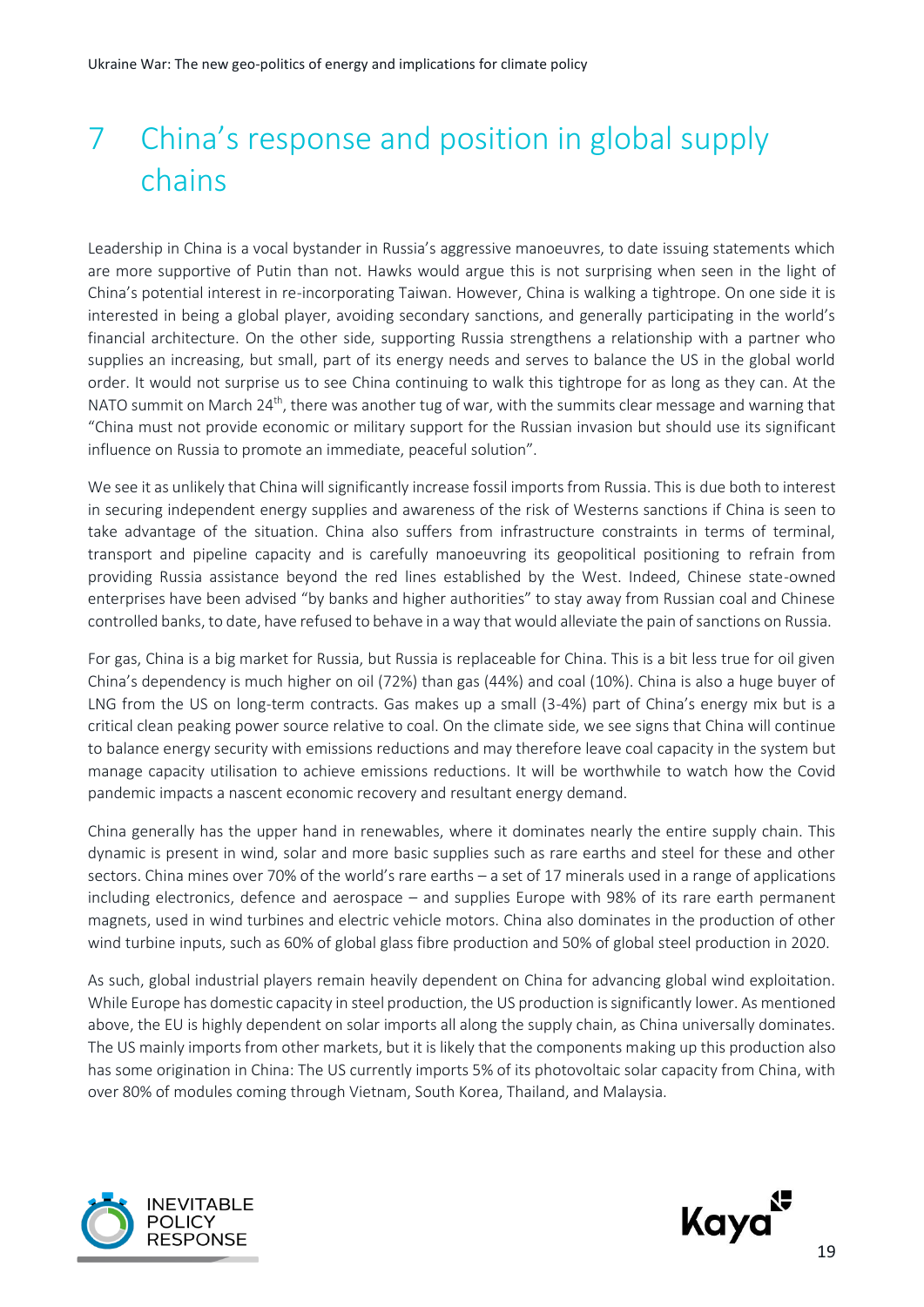# 7 China's response and position in global supply chains

Leadership in China is a vocal bystander in Russia's aggressive manoeuvres, to date issuing statements which are more supportive of Putin than not. Hawks would argue this is not surprising when seen in the light of China's potential interest in re-incorporating Taiwan. However, China is walking a tightrope. On one side it is interested in being a global player, avoiding secondary sanctions, and generally participating in the world's financial architecture. On the other side, supporting Russia strengthens a relationship with a partner who supplies an increasing, but small, part of its energy needs and serves to balance the US in the global world order. It would not surprise us to see China continuing to walk this tightrope for as long as they can. At the NATO summit on March 24th, there was another tug of war, with the summits clear message and warning that "China must not provide economic or military support for the Russian invasion but should use its significant influence on Russia to promote an immediate, peaceful solution".

We see it as unlikely that China will significantly increase fossil imports from Russia. This is due both to interest in securing independent energy supplies and awareness of the risk of Westerns sanctions if China is seen to take advantage of the situation. China also suffers from infrastructure constraints in terms of terminal, transport and pipeline capacity and is carefully manoeuvring its geopolitical positioning to refrain from providing Russia assistance beyond the red lines established by the West. Indeed, Chinese state-owned enterprises have been advised "by banks and higher authorities" to stay away from Russian coal and Chinese controlled banks, to date, have refused to behave in a way that would alleviate the pain of sanctions on Russia.

For gas, China is a big market for Russia, but Russia is replaceable for China. This is a bit less true for oil given China's dependency is much higher on oil (72%) than gas (44%) and coal (10%). China is also a huge buyer of LNG from the US on long-term contracts. Gas makes up a small (3-4%) part of China's energy mix but is a critical clean peaking power source relative to coal. On the climate side, we see signs that China will continue to balance energy security with emissions reductions and may therefore leave coal capacity in the system but manage capacity utilisation to achieve emissions reductions. It will be worthwhile to watch how the Covid pandemic impacts a nascent economic recovery and resultant energy demand.

China generally has the upper hand in renewables, where it dominates nearly the entire supply chain. This dynamic is present in wind, solar and more basic supplies such as rare earths and steel for these and other sectors. China mines over 70% of the world's rare earths – a set of 17 minerals used in a range of applications including electronics, defence and aerospace – and supplies Europe with 98% of its rare earth permanent magnets, used in wind turbines and electric vehicle motors. China also dominates in the production of other wind turbine inputs, such as 60% of global glass fibre production and 50% of global steel production in 2020.

As such, global industrial players remain heavily dependent on China for advancing global wind exploitation. While Europe has domestic capacity in steel production, the US production is significantly lower. As mentioned above, the EU is highly dependent on solar imports all along the supply chain, as China universally dominates. The US mainly imports from other markets, but it is likely that the components making up this production also has some origination in China: The US currently imports 5% of its photovoltaic solar capacity from China, with over 80% of modules coming through Vietnam, South Korea, Thailand, and Malaysia.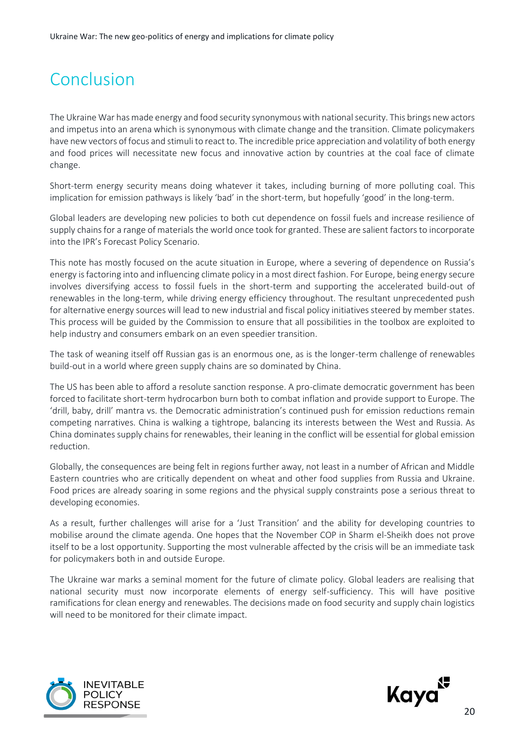# Conclusion

The Ukraine War has made energy and food security synonymous with national security. This brings new actors and impetus into an arena which is synonymous with climate change and the transition. Climate policymakers have new vectors of focus and stimuli to react to. The incredible price appreciation and volatility of both energy and food prices will necessitate new focus and innovative action by countries at the coal face of climate change.

Short-term energy security means doing whatever it takes, including burning of more polluting coal. This implication for emission pathways is likely 'bad' in the short-term, but hopefully 'good' in the long-term.

Global leaders are developing new policies to both cut dependence on fossil fuels and increase resilience of supply chains for a range of materials the world once took for granted. These are salient factors to incorporate into the IPR's Forecast Policy Scenario.

This note has mostly focused on the acute situation in Europe, where a severing of dependence on Russia's energy is factoring into and influencing climate policy in a most direct fashion. For Europe, being energy secure involves diversifying access to fossil fuels in the short-term and supporting the accelerated build-out of renewables in the long-term, while driving energy efficiency throughout. The resultant unprecedented push for alternative energy sources will lead to new industrial and fiscal policy initiatives steered by member states. This process will be guided by the Commission to ensure that all possibilities in the toolbox are exploited to help industry and consumers embark on an even speedier transition.

The task of weaning itself off Russian gas is an enormous one, as is the longer-term challenge of renewables build-out in a world where green supply chains are so dominated by China.

The US has been able to afford a resolute sanction response. A pro-climate democratic government has been forced to facilitate short-term hydrocarbon burn both to combat inflation and provide support to Europe. The 'drill, baby, drill' mantra vs. the Democratic administration's continued push for emission reductions remain competing narratives. China is walking a tightrope, balancing its interests between the West and Russia. As China dominates supply chains for renewables, their leaning in the conflict will be essential for global emission reduction.

Globally, the consequences are being felt in regions further away, not least in a number of African and Middle Eastern countries who are critically dependent on wheat and other food supplies from Russia and Ukraine. Food prices are already soaring in some regions and the physical supply constraints pose a serious threat to developing economies.

As a result, further challenges will arise for a 'Just Transition' and the ability for developing countries to mobilise around the climate agenda. One hopes that the November COP in Sharm el-Sheikh does not prove itself to be a lost opportunity. Supporting the most vulnerable affected by the crisis will be an immediate task for policymakers both in and outside Europe.

The Ukraine war marks a seminal moment for the future of climate policy. Global leaders are realising that national security must now incorporate elements of energy self-sufficiency. This will have positive ramifications for clean energy and renewables. The decisions made on food security and supply chain logistics will need to be monitored for their climate impact.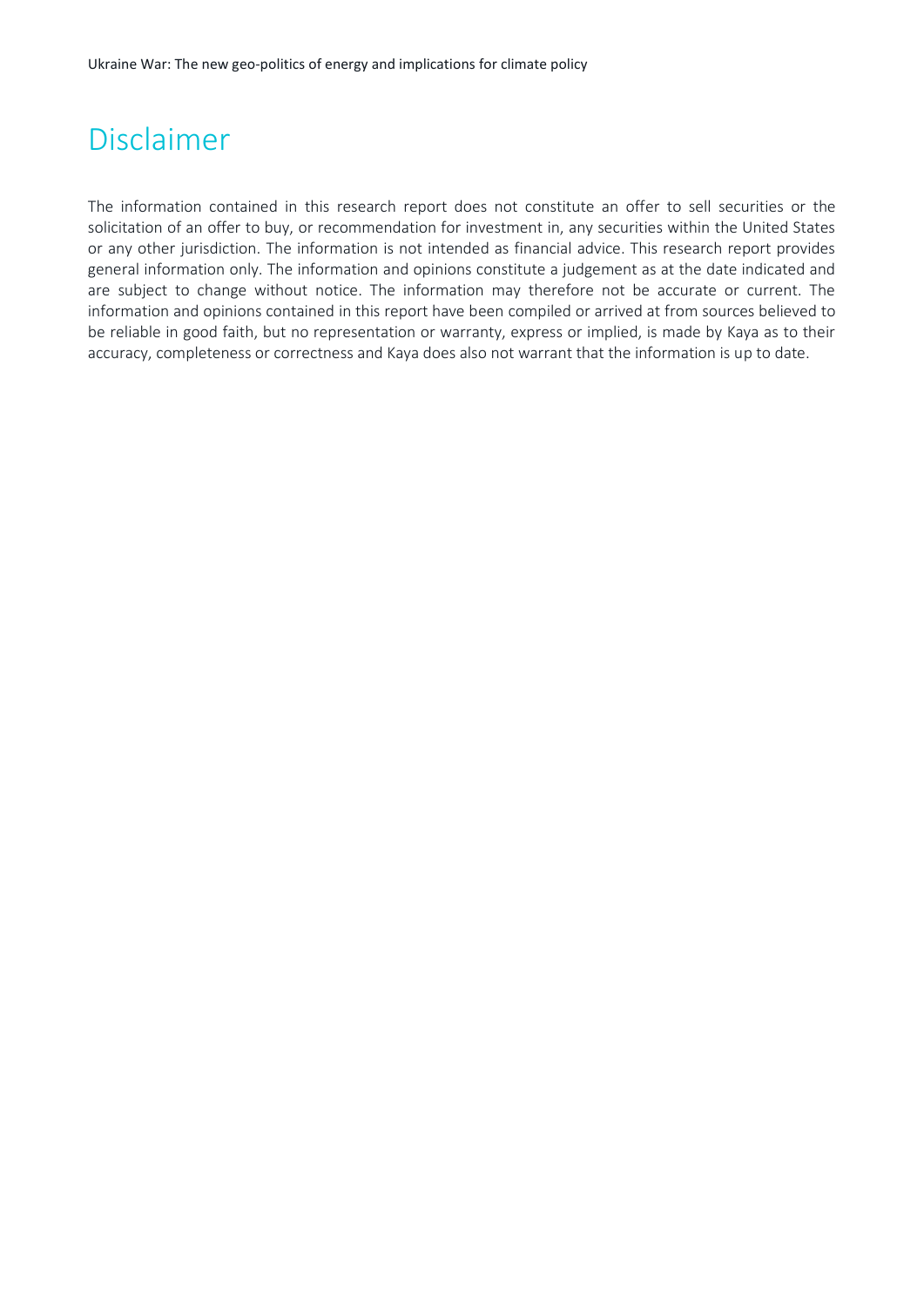# Disclaimer

The information contained in this research report does not constitute an offer to sell securities or the solicitation of an offer to buy, or recommendation for investment in, any securities within the United States or any other jurisdiction. The information is not intended as financial advice. This research report provides general information only. The information and opinions constitute a judgement as at the date indicated and are subject to change without notice. The information may therefore not be accurate or current. The information and opinions contained in this report have been compiled or arrived at from sources believed to be reliable in good faith, but no representation or warranty, express or implied, is made by Kaya as to their accuracy, completeness or correctness and Kaya does also not warrant that the information is up to date.